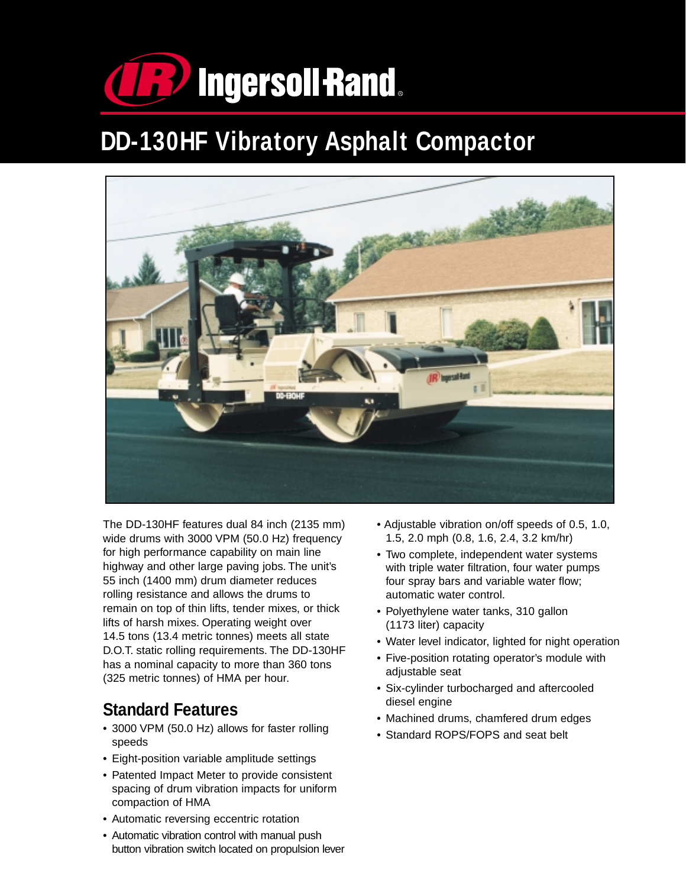# Ingersoll-Rand

## DD-130HF Vibratory Asphalt Compactor

The DD-130HF features dual 84 inch (2135 mm) wide drums with 3000 VPM (50.0 Hz) frequency for high performance capability on main line highway and other large paving jobs. The unit's 55 inch (1400 mm) drum diameter reduces rolling resistance and allows the drums to remain on top of thin lifts, tender mixes, or thick lifts of harsh mixes. Operating weight over 14.5 tons (13.4 metric tonnes) meets all state D.O.T. static rolling requirements. The DD-130HF has a nominal capacity to more than 360 tons (325 metric tonnes) of HMA per hour.

### Standard Features

- 3000 VPM (50.0 Hz) allows for faster rolling speeds
- Eight-position variable amplitude settings
- Patented Impact Meter to provide consistent spacing of drum vibration impacts for uniform compaction of HMA
- Automatic reversing eccentric rotation
- Automatic vibration control with manual push button vibration switch located on propulsion lever
- Adjustable vibration on/off speeds of 0.5, 1.0, 1.5, 2.0 mph (0.8, 1.6, 2.4, 3.2 km/hr)
- Two complete, independent water systems with triple water filtration, four water pumps four spray bars and variable water flow; automatic water control.
- Polyethylene water tanks, 310 gallon (1173 liter) capacity
- Water level indicator, lighted for night operation
- Five-position rotating operator's module with adjustable seat
- Six-cylinder turbocharged and aftercooled diesel engine
- Machined drums, chamfered drum edges
- Standard ROPS/FOPS and seat belt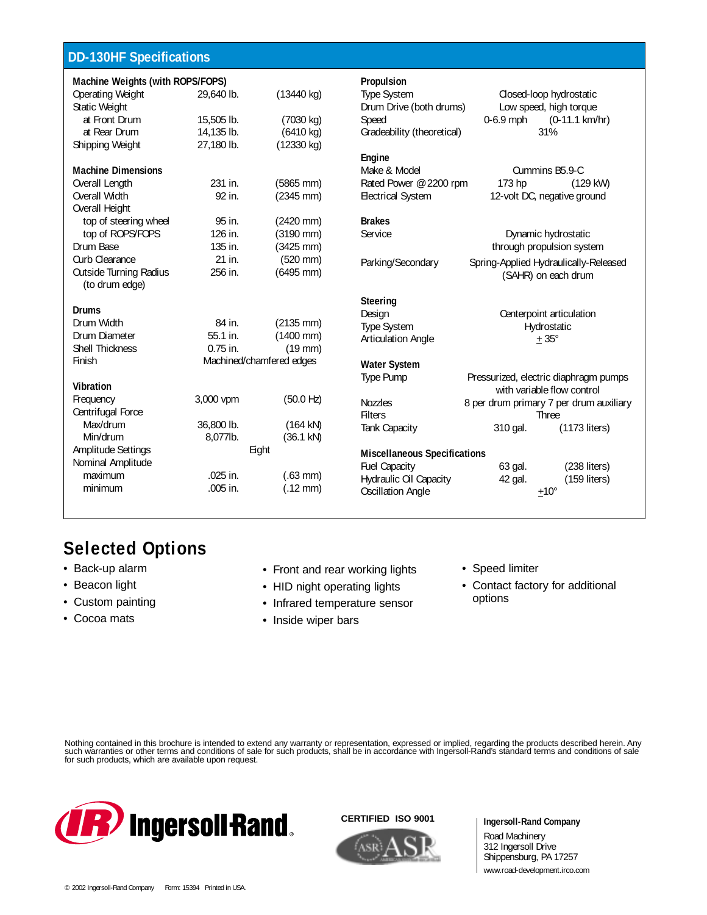## DD-130HF Specifications

| | | |
|---|---|---|
| **Machine Weights (with ROPS/FOPS)** | | |
| Operating Weight | 29,640 lb. | (13440 kg) |
| Static Weight | | |
| at Front Drum | 15,505 lb. | (7030 kg) |
| at Rear Drum | 14,135 lb. | (6410 kg) |
| Shipping Weight | 27,180 lb. | (12330 kg) |
| **Machine Dimensions** | | |
| Overall Length | 231 in. | (5865 mm) |
| Overall Width | 92 in. | (2345 mm) |
| Overall Height | | |
| top of steering wheel | 95 in. | (2420 mm) |
| top of ROPS/FOPS | 126 in. | (3190 mm) |
| Drum Base | 135 in. | (3425 mm) |
| Curb Clearance | 21 in. | (520 mm) |
| Outside Turning Radius (to drum edge) | 256 in. | (6495 mm) |
| **Drums** | | |
| Drum Width | 84 in. | (2135 mm) |
| Drum Diameter | 55.1 in. | (1400 mm) |
| Shell Thickness | 0.75 in. | (19 mm) |
| Finish | Machined/chamfered edges | |
| **Vibration** | | |
| Frequency | 3,000 vpm | (50.0 Hz) |
| Centrifugal Force | | |
| Max/drum | 36,800 lb. | (164 kN) |
| Min/drum | 8,077lb. | (36.1 kN) |
| Amplitude Settings | Eight | |
| Nominal Amplitude | | |
| maximum | .025 in. | (.63 mm) |
| minimum | .005 in. | (.12 mm) |

| | | |
|---|---|---|
| **Propulsion** | | |
| Type System | Closed-loop hydrostatic | |
| Drum Drive (both drums) | Low speed, high torque | |
| Speed | 0-6.9 mph | (0-11.1 km/hr) |
| Gradeability (theoretical) | 31% | |
| **Engine** | | |
| Make & Model | Cummins B5.9-C | |
| Rated Power @ 2200 rpm | 173 hp | (129 kW) |
| Electrical System | 12-volt DC, negative ground | |
| **Brakes** | | |
| Service | Dynamic hydrostatic through propulsion system | |
| Parking/Secondary | Spring-Applied Hydraulically-Released (SAHR) on each drum | |
| **Steering** | | |
| Design | Centerpoint articulation | |
| Type System | Hydrostatic | |
| Articulation Angle | ± 35° | |
| **Water System** | | |
| Type Pump | Pressurized, electric diaphragm pumps with variable flow control | |
| Nozzles | 8 per drum primary 7 per drum auxiliary | |
| Filters | Three | |
| Tank Capacity | 310 gal. | (1173 liters) |
| **Miscellaneous Specifications** | | |
| Fuel Capacity | 63 gal. | (238 liters) |
| Hydraulic Oil Capacity | 42 gal. | (159 liters) |
| Oscillation Angle | ±10° | |

## Selected Options

- Back-up alarm
- Beacon light
- Custom painting
- Cocoa mats
- Front and rear working lights
- HID night operating lights
- Infrared temperature sensor
- Inside wiper bars
- Speed limiter
- Contact factory for additional options

Nothing contained in this brochure is intended to extend any warranty or representation, expressed or implied, regarding the products described herein. Any such warranties or other terms and conditions of sale for such products, shall be in accordance with Ingersoll-Rand's standard terms and conditions of sale for such products, which are available upon request.

Ingersoll-Rand

CERTIFIED ISO 9001

**Ingersoll-Rand Company**
Road Machinery
312 Ingersoll Drive
Shippensburg, PA 17257
www.road-development.irco.com

© 2002 Ingersoll-Rand Company Form: 15394 Printed in USA.